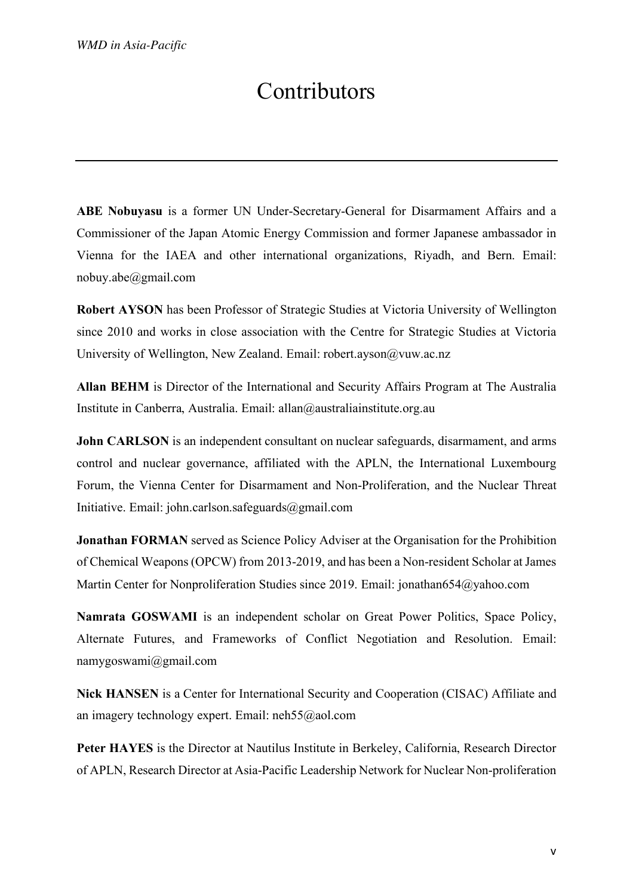# Contributors

**ABE Nobuyasu** is a former UN Under-Secretary-General for Disarmament Affairs and a Commissioner of the Japan Atomic Energy Commission and former Japanese ambassador in Vienna for the IAEA and other international organizations, Riyadh, and Bern. Email: nobuy.abe@gmail.com

**Robert AYSON** has been Professor of Strategic Studies at Victoria University of Wellington since 2010 and works in close association with the Centre for Strategic Studies at Victoria University of Wellington, New Zealand. Email: robert.ayson@vuw.ac.nz

**Allan BEHM** is Director of the International and Security Affairs Program at The Australia Institute in Canberra, Australia. Email: allan@australiainstitute.org.au

**John CARLSON** is an independent consultant on nuclear safeguards, disarmament, and arms control and nuclear governance, affiliated with the APLN, the International Luxembourg Forum, the Vienna Center for Disarmament and Non-Proliferation, and the Nuclear Threat Initiative. Email: john.carlson.safeguards@gmail.com

**Jonathan FORMAN** served as Science Policy Adviser at the Organisation for the Prohibition of Chemical Weapons (OPCW) from 2013-2019, and has been a Non-resident Scholar at James Martin Center for Nonproliferation Studies since 2019. Email: jonathan654@yahoo.com

**Namrata GOSWAMI** is an independent scholar on Great Power Politics, Space Policy, Alternate Futures, and Frameworks of Conflict Negotiation and Resolution. Email: namygoswami@gmail.com

**Nick HANSEN** is a Center for International Security and Cooperation (CISAC) Affiliate and an imagery technology expert. Email: neh55@aol.com

**Peter HAYES** is the Director at Nautilus Institute in Berkeley, California, Research Director of APLN, Research Director at Asia-Pacific Leadership Network for Nuclear Non-proliferation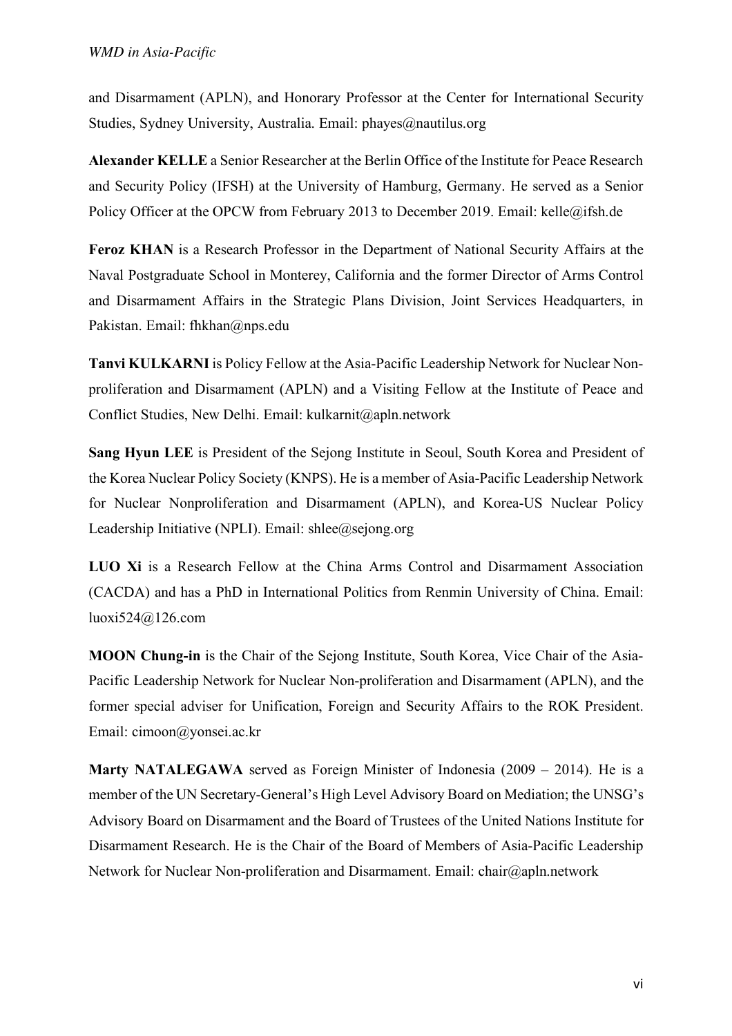and Disarmament (APLN), and Honorary Professor at the Center for International Security Studies, Sydney University, Australia. Email: phayes@nautilus.org

**Alexander KELLE** a Senior Researcher at the Berlin Office of the Institute for Peace Research and Security Policy (IFSH) at the University of Hamburg, Germany. He served as a Senior Policy Officer at the OPCW from February 2013 to December 2019. Email: kelle@ifsh.de

**Feroz KHAN** is a Research Professor in the Department of National Security Affairs at the Naval Postgraduate School in Monterey, California and the former Director of Arms Control and Disarmament Affairs in the Strategic Plans Division, Joint Services Headquarters, in Pakistan. Email: fhkhan@nps.edu

**Tanvi KULKARNI** is Policy Fellow at the Asia-Pacific Leadership Network for Nuclear Non-proliferation and Disarmament (APLN) and a Visiting Fellow at the Institute of Peace and Conflict Studies, New Delhi. Email: kulkarnit@apln.network

**Sang Hyun LEE** is President of the Sejong Institute in Seoul, South Korea and President of the Korea Nuclear Policy Society (KNPS). He is a member of Asia-Pacific Leadership Network for Nuclear Nonproliferation and Disarmament (APLN), and Korea-US Nuclear Policy Leadership Initiative (NPLI). Email: shlee@sejong.org

**LUO Xi** is a Research Fellow at the China Arms Control and Disarmament Association (CACDA) and has a PhD in International Politics from Renmin University of China. Email: luoxi524@126.com

**MOON Chung-in** is the Chair of the Sejong Institute, South Korea, Vice Chair of the Asia-Pacific Leadership Network for Nuclear Non-proliferation and Disarmament (APLN), and the former special adviser for Unification, Foreign and Security Affairs to the ROK President. Email: cimoon@yonsei.ac.kr

**Marty NATALEGAWA** served as Foreign Minister of Indonesia (2009 – 2014). He is a member of the UN Secretary-General's High Level Advisory Board on Mediation; the UNSG's Advisory Board on Disarmament and the Board of Trustees of the United Nations Institute for Disarmament Research. He is the Chair of the Board of Members of Asia-Pacific Leadership Network for Nuclear Non-proliferation and Disarmament. Email: chair@apln.network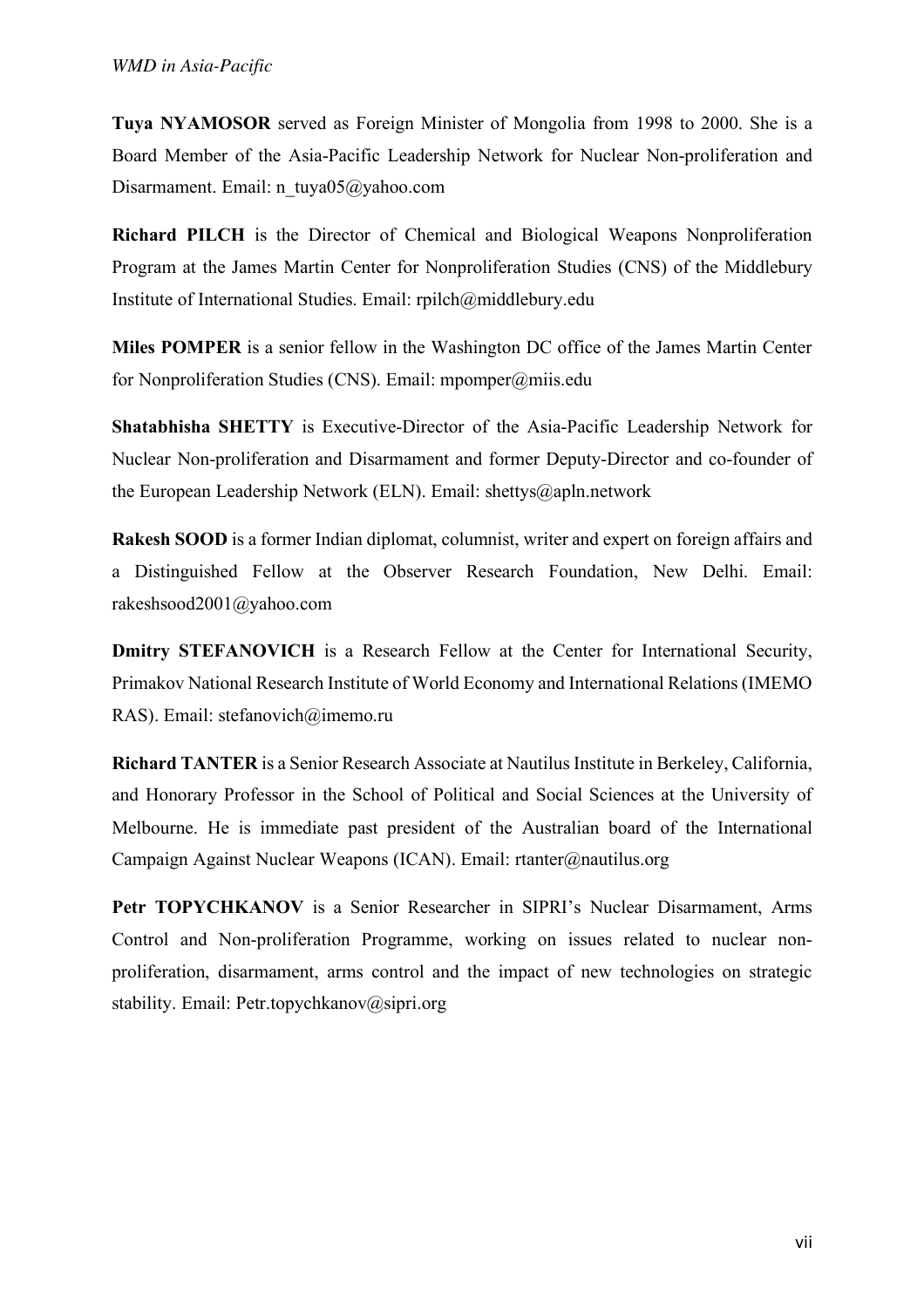**Tuya NYAMOSOR** served as Foreign Minister of Mongolia from 1998 to 2000. She is a Board Member of the Asia-Pacific Leadership Network for Nuclear Non-proliferation and Disarmament. Email: n_tuya05@yahoo.com

**Richard PILCH** is the Director of Chemical and Biological Weapons Nonproliferation Program at the James Martin Center for Nonproliferation Studies (CNS) of the Middlebury Institute of International Studies. Email: rpilch@middlebury.edu

**Miles POMPER** is a senior fellow in the Washington DC office of the James Martin Center for Nonproliferation Studies (CNS). Email: mpomper@miis.edu

**Shatabhisha SHETTY** is Executive-Director of the Asia-Pacific Leadership Network for Nuclear Non-proliferation and Disarmament and former Deputy-Director and co-founder of the European Leadership Network (ELN). Email: shettys@apln.network

**Rakesh SOOD** is a former Indian diplomat, columnist, writer and expert on foreign affairs and a Distinguished Fellow at the Observer Research Foundation, New Delhi. Email: rakeshsood2001@yahoo.com

**Dmitry STEFANOVICH** is a Research Fellow at the Center for International Security, Primakov National Research Institute of World Economy and International Relations (IMEMO RAS). Email: stefanovich@imemo.ru

**Richard TANTER** is a Senior Research Associate at Nautilus Institute in Berkeley, California, and Honorary Professor in the School of Political and Social Sciences at the University of Melbourne. He is immediate past president of the Australian board of the International Campaign Against Nuclear Weapons (ICAN). Email: rtanter@nautilus.org

**Petr TOPYCHKANOV** is a Senior Researcher in SIPRI's Nuclear Disarmament, Arms Control and Non-proliferation Programme, working on issues related to nuclear non-proliferation, disarmament, arms control and the impact of new technologies on strategic stability. Email: Petr.topychkanov@sipri.org